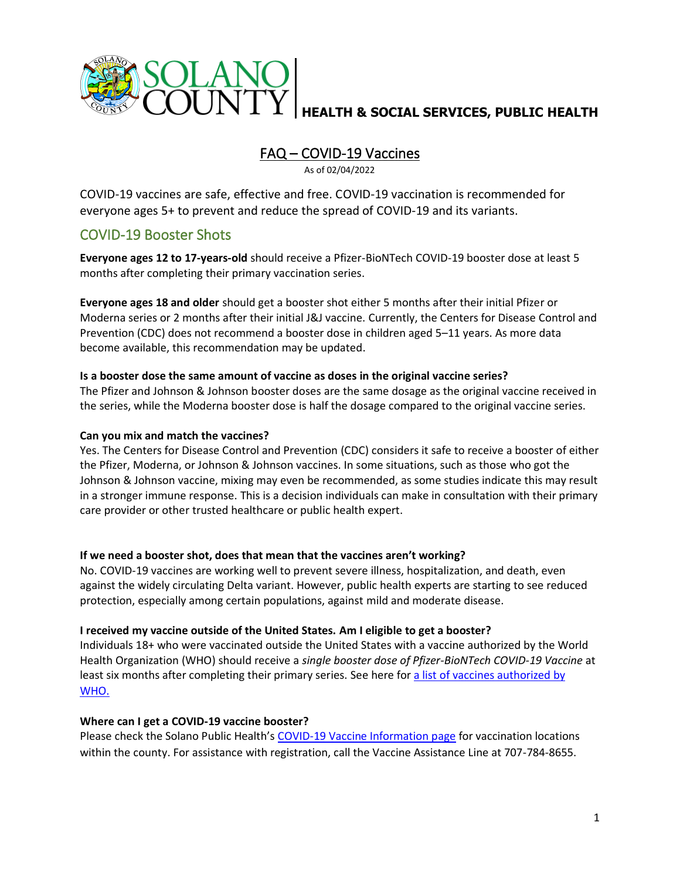SOLANO COUNTY | **HEALTH & SOCIAL SERVICES, PUBLIC HEALTH**

# FAQ – COVID-19 Vaccines

As of 02/04/2022

COVID-19 vaccines are safe, effective and free. COVID-19 vaccination is recommended for everyone ages 5+ to prevent and reduce the spread of COVID-19 and its variants.

## COVID-19 Booster Shots

**Everyone ages 12 to 17-years-old** should receive a Pfizer-BioNTech COVID-19 booster dose at least 5 months after completing their primary vaccination series.

**Everyone ages 18 and older** should get a booster shot either 5 months after their initial Pfizer or Moderna series or 2 months after their initial J&J vaccine. Currently, the Centers for Disease Control and Prevention (CDC) does not recommend a booster dose in children aged 5–11 years. As more data become available, this recommendation may be updated.

**Is a booster dose the same amount of vaccine as doses in the original vaccine series?**
The Pfizer and Johnson & Johnson booster doses are the same dosage as the original vaccine received in the series, while the Moderna booster dose is half the dosage compared to the original vaccine series.

**Can you mix and match the vaccines?**
Yes. The Centers for Disease Control and Prevention (CDC) considers it safe to receive a booster of either the Pfizer, Moderna, or Johnson & Johnson vaccines. In some situations, such as those who got the Johnson & Johnson vaccine, mixing may even be recommended, as some studies indicate this may result in a stronger immune response. This is a decision individuals can make in consultation with their primary care provider or other trusted healthcare or public health expert.

**If we need a booster shot, does that mean that the vaccines aren't working?**
No. COVID-19 vaccines are working well to prevent severe illness, hospitalization, and death, even against the widely circulating Delta variant. However, public health experts are starting to see reduced protection, especially among certain populations, against mild and moderate disease.

**I received my vaccine outside of the United States. Am I eligible to get a booster?**
Individuals 18+ who were vaccinated outside the United States with a vaccine authorized by the World Health Organization (WHO) should receive a *single booster dose of Pfizer-BioNTech COVID-19 Vaccine* at least six months after completing their primary series. See here for a list of vaccines authorized by WHO.

**Where can I get a COVID-19 vaccine booster?**
Please check the Solano Public Health's COVID-19 Vaccine Information page for vaccination locations within the county. For assistance with registration, call the Vaccine Assistance Line at 707-784-8655.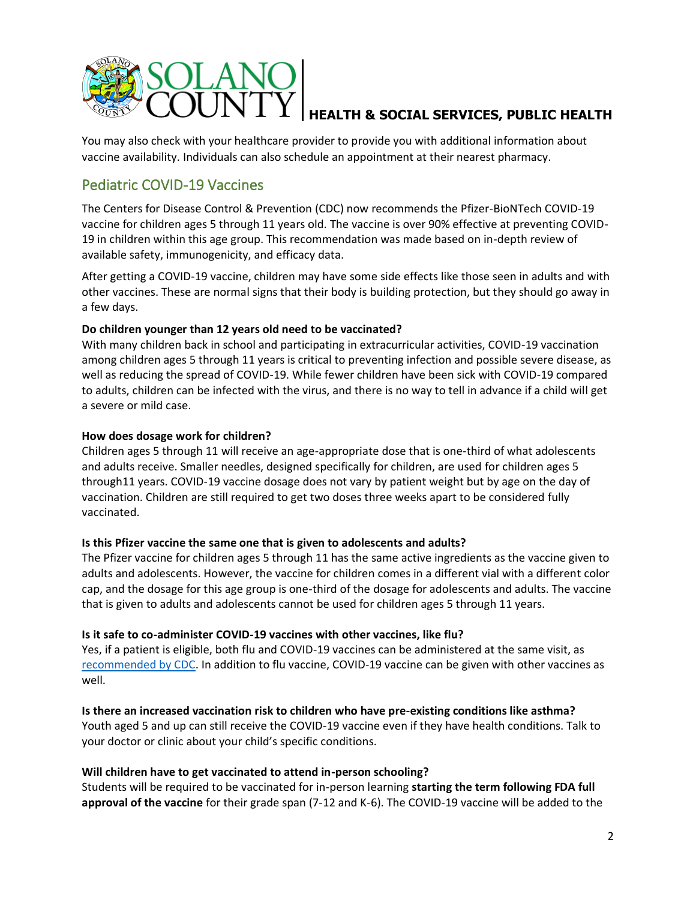You may also check with your healthcare provider to provide you with additional information about vaccine availability. Individuals can also schedule an appointment at their nearest pharmacy.

## Pediatric COVID-19 Vaccines

The Centers for Disease Control & Prevention (CDC) now recommends the Pfizer-BioNTech COVID-19 vaccine for children ages 5 through 11 years old. The vaccine is over 90% effective at preventing COVID-19 in children within this age group. This recommendation was made based on in-depth review of available safety, immunogenicity, and efficacy data.

After getting a COVID-19 vaccine, children may have some side effects like those seen in adults and with other vaccines. These are normal signs that their body is building protection, but they should go away in a few days.

**Do children younger than 12 years old need to be vaccinated?**
With many children back in school and participating in extracurricular activities, COVID-19 vaccination among children ages 5 through 11 years is critical to preventing infection and possible severe disease, as well as reducing the spread of COVID-19. While fewer children have been sick with COVID-19 compared to adults, children can be infected with the virus, and there is no way to tell in advance if a child will get a severe or mild case.

**How does dosage work for children?**
Children ages 5 through 11 will receive an age-appropriate dose that is one-third of what adolescents and adults receive. Smaller needles, designed specifically for children, are used for children ages 5 through11 years. COVID-19 vaccine dosage does not vary by patient weight but by age on the day of vaccination. Children are still required to get two doses three weeks apart to be considered fully vaccinated.

**Is this Pfizer vaccine the same one that is given to adolescents and adults?**
The Pfizer vaccine for children ages 5 through 11 has the same active ingredients as the vaccine given to adults and adolescents. However, the vaccine for children comes in a different vial with a different color cap, and the dosage for this age group is one-third of the dosage for adolescents and adults. The vaccine that is given to adults and adolescents cannot be used for children ages 5 through 11 years.

**Is it safe to co-administer COVID-19 vaccines with other vaccines, like flu?**
Yes, if a patient is eligible, both flu and COVID-19 vaccines can be administered at the same visit, as recommended by CDC. In addition to flu vaccine, COVID-19 vaccine can be given with other vaccines as well.

**Is there an increased vaccination risk to children who have pre-existing conditions like asthma?**
Youth aged 5 and up can still receive the COVID-19 vaccine even if they have health conditions. Talk to your doctor or clinic about your child's specific conditions.

**Will children have to get vaccinated to attend in-person schooling?**
Students will be required to be vaccinated for in-person learning **starting the term following FDA full approval of the vaccine** for their grade span (7-12 and K-6). The COVID-19 vaccine will be added to the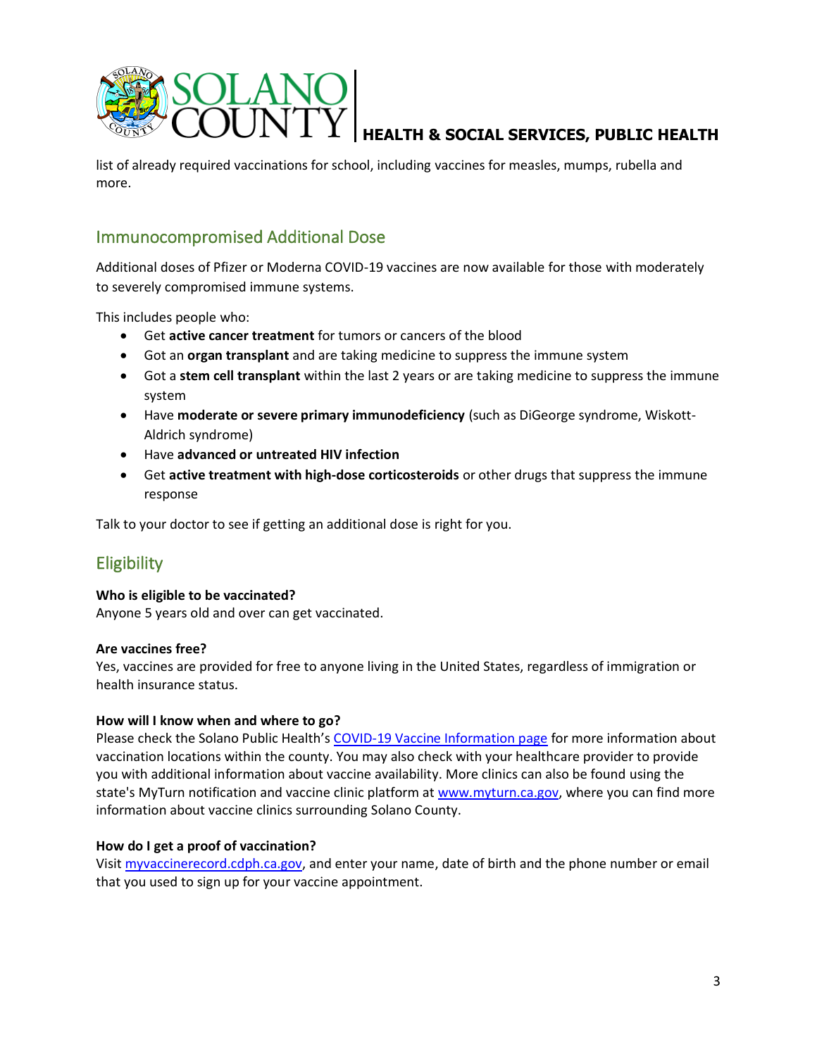list of already required vaccinations for school, including vaccines for measles, mumps, rubella and more.

## Immunocompromised Additional Dose

Additional doses of Pfizer or Moderna COVID-19 vaccines are now available for those with moderately to severely compromised immune systems.

This includes people who:

- Get **active cancer treatment** for tumors or cancers of the blood
- Got an **organ transplant** and are taking medicine to suppress the immune system
- Got a **stem cell transplant** within the last 2 years or are taking medicine to suppress the immune system
- Have **moderate or severe primary immunodeficiency** (such as DiGeorge syndrome, Wiskott-Aldrich syndrome)
- Have **advanced or untreated HIV infection**
- Get **active treatment with high-dose corticosteroids** or other drugs that suppress the immune response

Talk to your doctor to see if getting an additional dose is right for you.

## Eligibility

**Who is eligible to be vaccinated?**
Anyone 5 years old and over can get vaccinated.

**Are vaccines free?**
Yes, vaccines are provided for free to anyone living in the United States, regardless of immigration or health insurance status.

**How will I know when and where to go?**
Please check the Solano Public Health's COVID-19 Vaccine Information page for more information about vaccination locations within the county. You may also check with your healthcare provider to provide you with additional information about vaccine availability. More clinics can also be found using the state's MyTurn notification and vaccine clinic platform at www.myturn.ca.gov, where you can find more information about vaccine clinics surrounding Solano County.

**How do I get a proof of vaccination?**
Visit myvaccinerecord.cdph.ca.gov, and enter your name, date of birth and the phone number or email that you used to sign up for your vaccine appointment.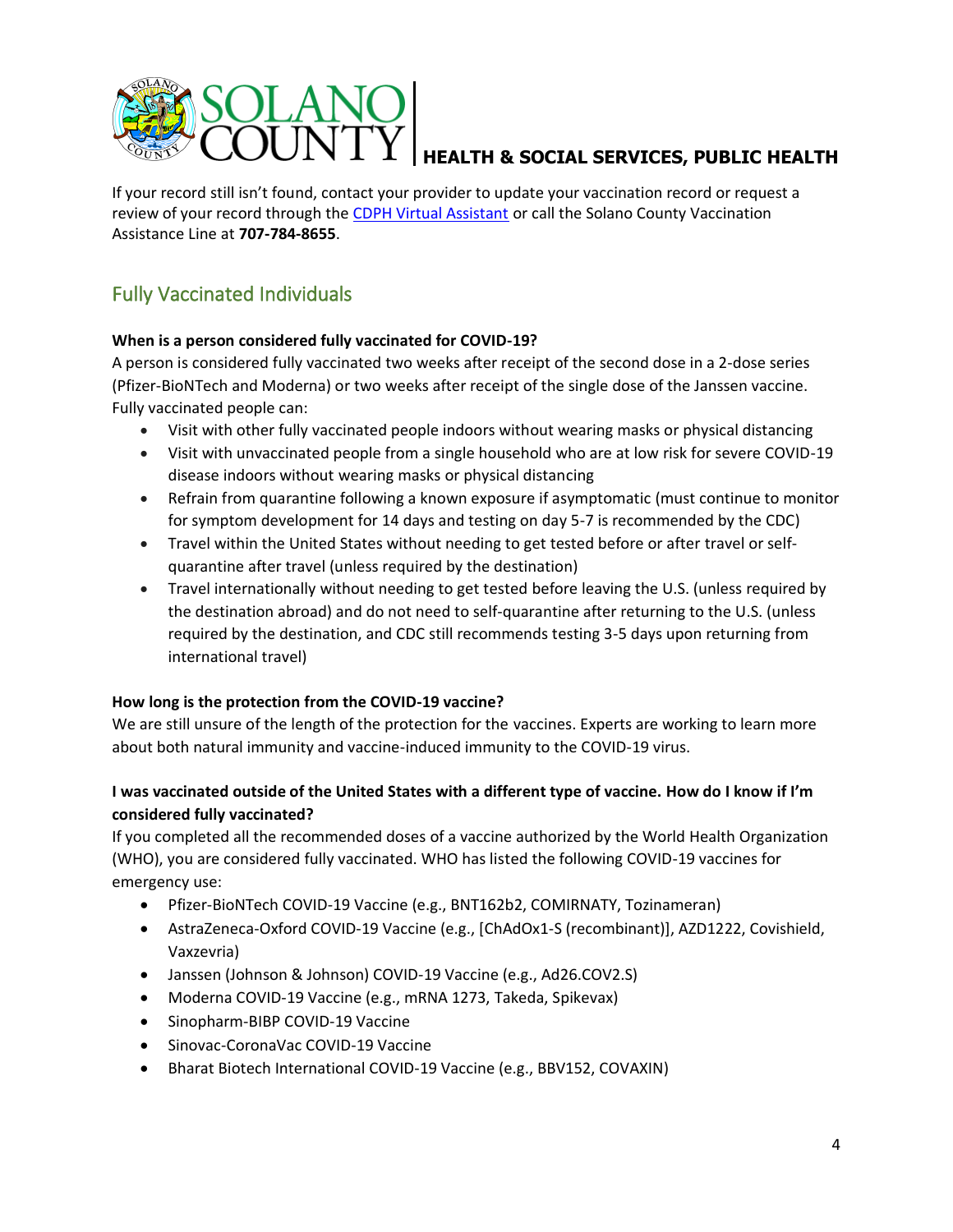If your record still isn't found, contact your provider to update your vaccination record or request a review of your record through the [CDPH Virtual Assistant](#) or call the Solano County Vaccination Assistance Line at **707-784-8655**.

## Fully Vaccinated Individuals

**When is a person considered fully vaccinated for COVID-19?**

A person is considered fully vaccinated two weeks after receipt of the second dose in a 2-dose series (Pfizer-BioNTech and Moderna) or two weeks after receipt of the single dose of the Janssen vaccine. Fully vaccinated people can:

- Visit with other fully vaccinated people indoors without wearing masks or physical distancing
- Visit with unvaccinated people from a single household who are at low risk for severe COVID-19 disease indoors without wearing masks or physical distancing
- Refrain from quarantine following a known exposure if asymptomatic (must continue to monitor for symptom development for 14 days and testing on day 5-7 is recommended by the CDC)
- Travel within the United States without needing to get tested before or after travel or self-quarantine after travel (unless required by the destination)
- Travel internationally without needing to get tested before leaving the U.S. (unless required by the destination abroad) and do not need to self-quarantine after returning to the U.S. (unless required by the destination, and CDC still recommends testing 3-5 days upon returning from international travel)

**How long is the protection from the COVID-19 vaccine?**

We are still unsure of the length of the protection for the vaccines. Experts are working to learn more about both natural immunity and vaccine-induced immunity to the COVID-19 virus.

**I was vaccinated outside of the United States with a different type of vaccine. How do I know if I'm considered fully vaccinated?**

If you completed all the recommended doses of a vaccine authorized by the World Health Organization (WHO), you are considered fully vaccinated. WHO has listed the following COVID-19 vaccines for emergency use:

- Pfizer-BioNTech COVID-19 Vaccine (e.g., BNT162b2, COMIRNATY, Tozinameran)
- AstraZeneca-Oxford COVID-19 Vaccine (e.g., [ChAdOx1-S (recombinant)], AZD1222, Covishield, Vaxzevria)
- Janssen (Johnson & Johnson) COVID-19 Vaccine (e.g., Ad26.COV2.S)
- Moderna COVID-19 Vaccine (e.g., mRNA 1273, Takeda, Spikevax)
- Sinopharm-BIBP COVID-19 Vaccine
- Sinovac-CoronaVac COVID-19 Vaccine
- Bharat Biotech International COVID-19 Vaccine (e.g., BBV152, COVAXIN)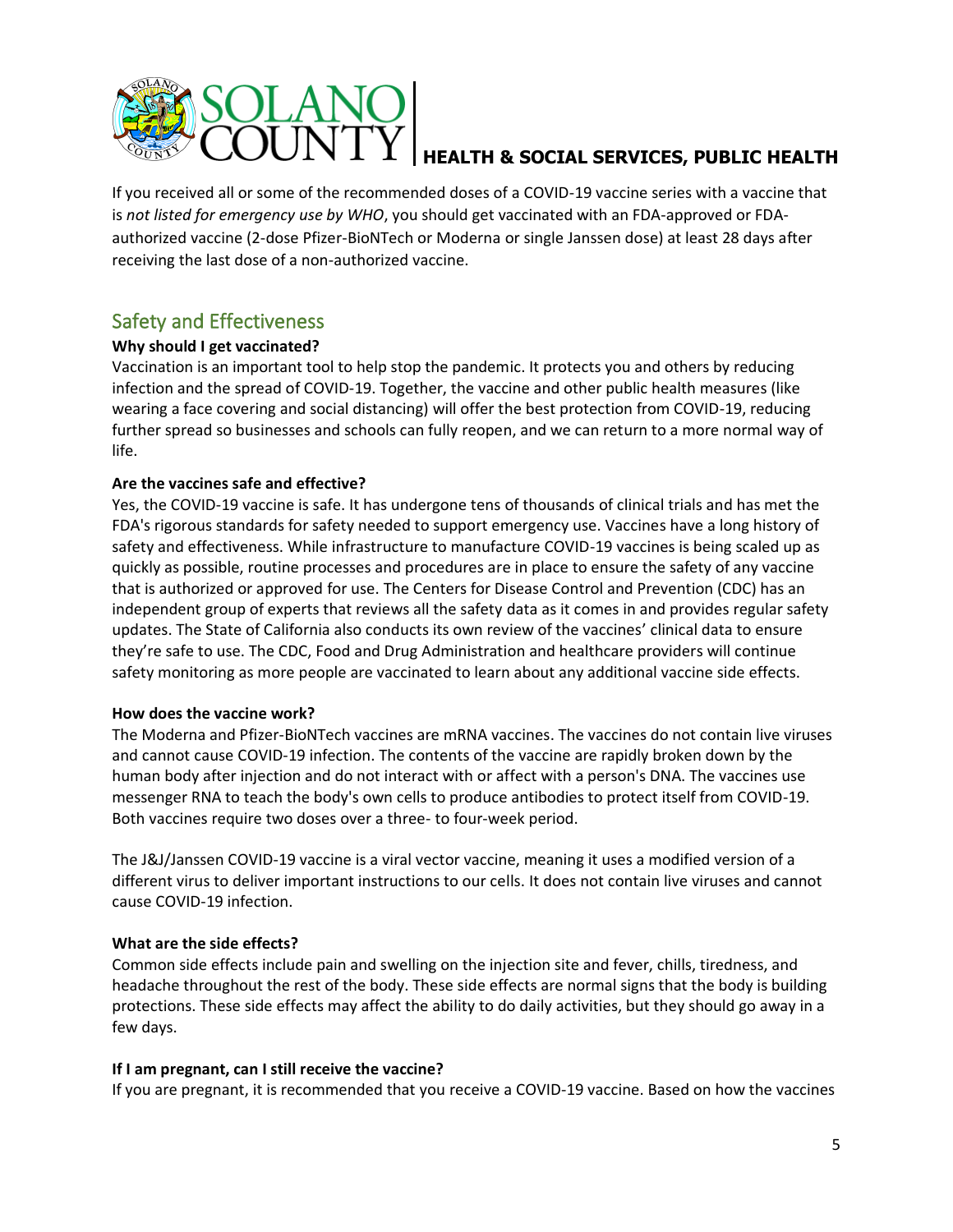If you received all or some of the recommended doses of a COVID-19 vaccine series with a vaccine that is *not listed for emergency use by WHO*, you should get vaccinated with an FDA-approved or FDA-authorized vaccine (2-dose Pfizer-BioNTech or Moderna or single Janssen dose) at least 28 days after receiving the last dose of a non-authorized vaccine.

## Safety and Effectiveness

**Why should I get vaccinated?**

Vaccination is an important tool to help stop the pandemic. It protects you and others by reducing infection and the spread of COVID-19. Together, the vaccine and other public health measures (like wearing a face covering and social distancing) will offer the best protection from COVID-19, reducing further spread so businesses and schools can fully reopen, and we can return to a more normal way of life.

**Are the vaccines safe and effective?**

Yes, the COVID-19 vaccine is safe. It has undergone tens of thousands of clinical trials and has met the FDA's rigorous standards for safety needed to support emergency use. Vaccines have a long history of safety and effectiveness. While infrastructure to manufacture COVID-19 vaccines is being scaled up as quickly as possible, routine processes and procedures are in place to ensure the safety of any vaccine that is authorized or approved for use. The Centers for Disease Control and Prevention (CDC) has an independent group of experts that reviews all the safety data as it comes in and provides regular safety updates. The State of California also conducts its own review of the vaccines' clinical data to ensure they're safe to use. The CDC, Food and Drug Administration and healthcare providers will continue safety monitoring as more people are vaccinated to learn about any additional vaccine side effects.

**How does the vaccine work?**

The Moderna and Pfizer-BioNTech vaccines are mRNA vaccines. The vaccines do not contain live viruses and cannot cause COVID-19 infection. The contents of the vaccine are rapidly broken down by the human body after injection and do not interact with or affect with a person's DNA. The vaccines use messenger RNA to teach the body's own cells to produce antibodies to protect itself from COVID-19. Both vaccines require two doses over a three- to four-week period.

The J&J/Janssen COVID-19 vaccine is a viral vector vaccine, meaning it uses a modified version of a different virus to deliver important instructions to our cells. It does not contain live viruses and cannot cause COVID-19 infection.

**What are the side effects?**

Common side effects include pain and swelling on the injection site and fever, chills, tiredness, and headache throughout the rest of the body. These side effects are normal signs that the body is building protections. These side effects may affect the ability to do daily activities, but they should go away in a few days.

**If I am pregnant, can I still receive the vaccine?**

If you are pregnant, it is recommended that you receive a COVID-19 vaccine. Based on how the vaccines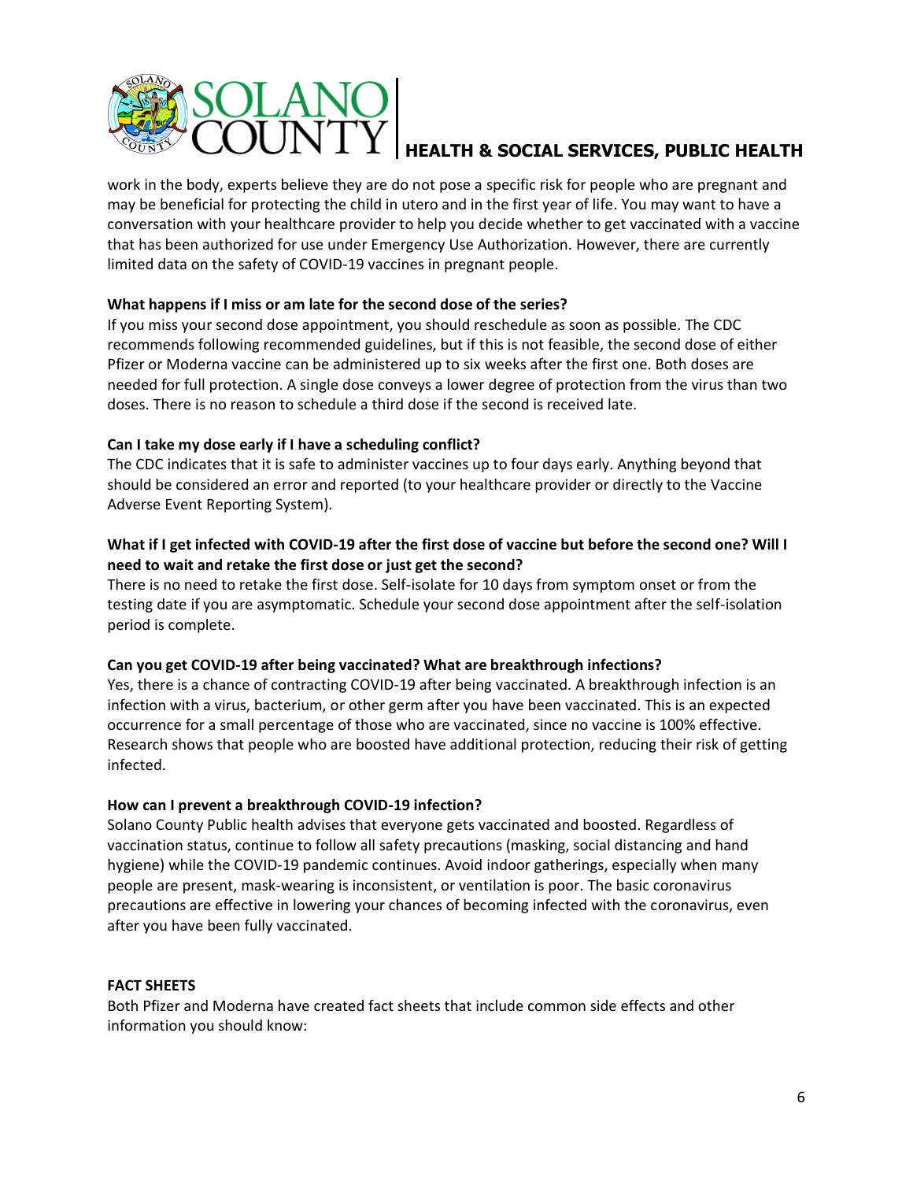work in the body, experts believe they are do not pose a specific risk for people who are pregnant and may be beneficial for protecting the child in utero and in the first year of life. You may want to have a conversation with your healthcare provider to help you decide whether to get vaccinated with a vaccine that has been authorized for use under Emergency Use Authorization. However, there are currently limited data on the safety of COVID-19 vaccines in pregnant people.

**What happens if I miss or am late for the second dose of the series?**

If you miss your second dose appointment, you should reschedule as soon as possible. The CDC recommends following recommended guidelines, but if this is not feasible, the second dose of either Pfizer or Moderna vaccine can be administered up to six weeks after the first one. Both doses are needed for full protection. A single dose conveys a lower degree of protection from the virus than two doses. There is no reason to schedule a third dose if the second is received late.

**Can I take my dose early if I have a scheduling conflict?**

The CDC indicates that it is safe to administer vaccines up to four days early. Anything beyond that should be considered an error and reported (to your healthcare provider or directly to the Vaccine Adverse Event Reporting System).

**What if I get infected with COVID-19 after the first dose of vaccine but before the second one? Will I need to wait and retake the first dose or just get the second?**

There is no need to retake the first dose. Self-isolate for 10 days from symptom onset or from the testing date if you are asymptomatic. Schedule your second dose appointment after the self-isolation period is complete.

**Can you get COVID-19 after being vaccinated? What are breakthrough infections?**

Yes, there is a chance of contracting COVID-19 after being vaccinated. A breakthrough infection is an infection with a virus, bacterium, or other germ after you have been vaccinated. This is an expected occurrence for a small percentage of those who are vaccinated, since no vaccine is 100% effective. Research shows that people who are boosted have additional protection, reducing their risk of getting infected.

**How can I prevent a breakthrough COVID-19 infection?**

Solano County Public health advises that everyone gets vaccinated and boosted. Regardless of vaccination status, continue to follow all safety precautions (masking, social distancing and hand hygiene) while the COVID-19 pandemic continues. Avoid indoor gatherings, especially when many people are present, mask-wearing is inconsistent, or ventilation is poor. The basic coronavirus precautions are effective in lowering your chances of becoming infected with the coronavirus, even after you have been fully vaccinated.

**FACT SHEETS**

Both Pfizer and Moderna have created fact sheets that include common side effects and other information you should know: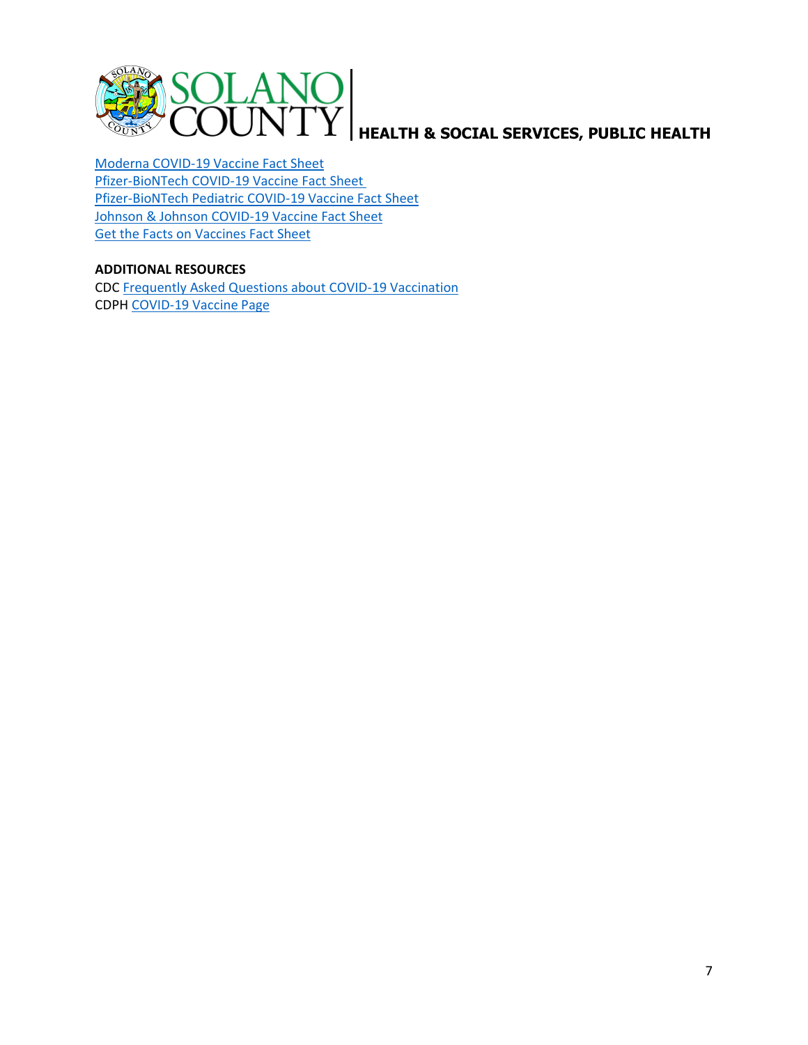Moderna COVID-19 Vaccine Fact Sheet
Pfizer-BioNTech COVID-19 Vaccine Fact Sheet
Pfizer-BioNTech Pediatric COVID-19 Vaccine Fact Sheet
Johnson & Johnson COVID-19 Vaccine Fact Sheet
Get the Facts on Vaccines Fact Sheet

**ADDITIONAL RESOURCES**

CDC Frequently Asked Questions about COVID-19 Vaccination
CDPH COVID-19 Vaccine Page